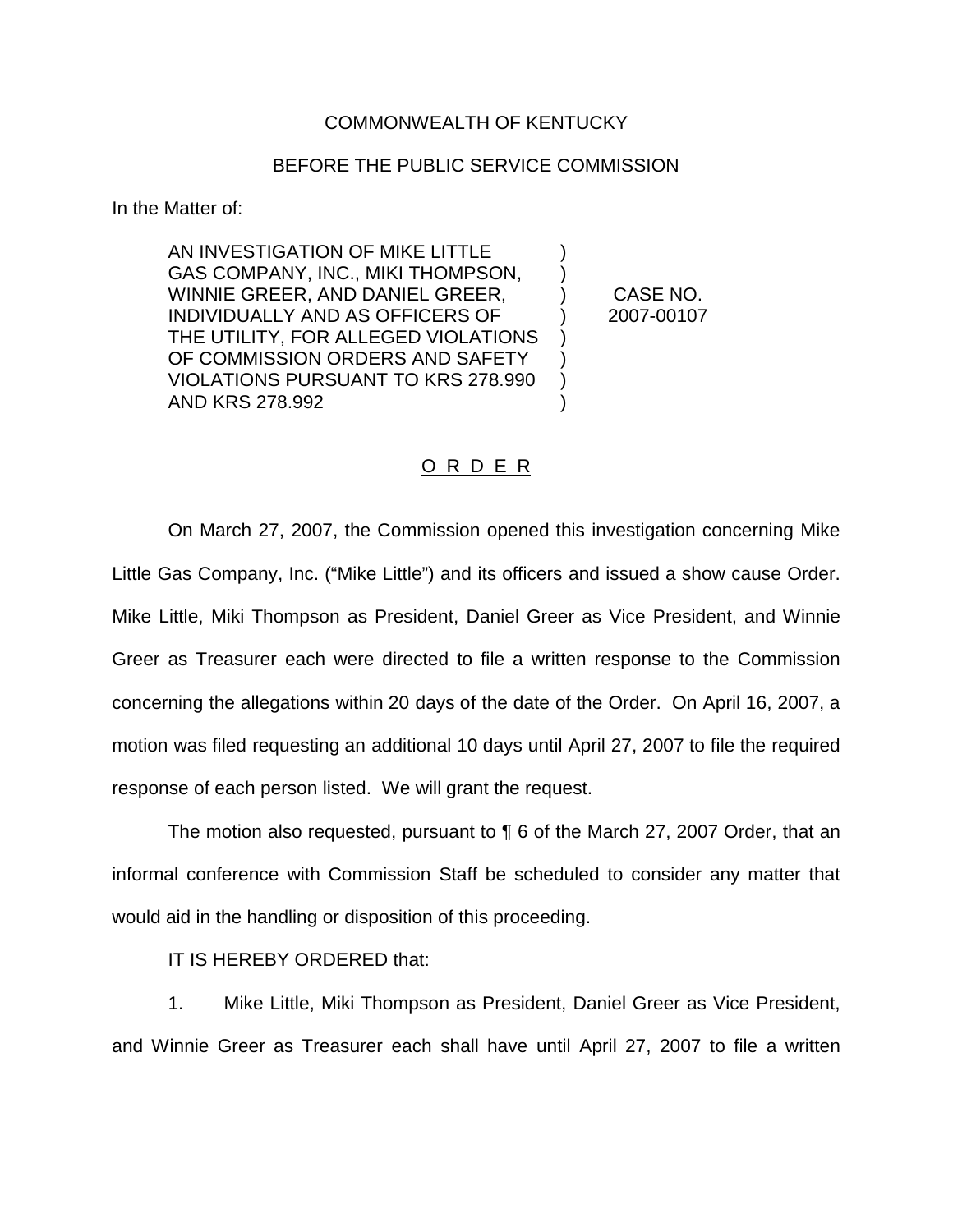COMMONWEALTH OF KENTUCKY

BEFORE THE PUBLIC SERVICE COMMISSION

In the Matter of:

| | | |
|---|---|---|
| AN INVESTIGATION OF MIKE LITTLE GAS COMPANY, INC., MIKI THOMPSON, WINNIE GREER, AND DANIEL GREER, INDIVIDUALLY AND AS OFFICERS OF THE UTILITY, FOR ALLEGED VIOLATIONS OF COMMISSION ORDERS AND SAFETY VIOLATIONS PURSUANT TO KRS 278.990 AND KRS 278.992 | ) | CASE NO. 2007-00107 |

O R D E R

On March 27, 2007, the Commission opened this investigation concerning Mike Little Gas Company, Inc. ("Mike Little") and its officers and issued a show cause Order. Mike Little, Miki Thompson as President, Daniel Greer as Vice President, and Winnie Greer as Treasurer each were directed to file a written response to the Commission concerning the allegations within 20 days of the date of the Order. On April 16, 2007, a motion was filed requesting an additional 10 days until April 27, 2007 to file the required response of each person listed. We will grant the request.

The motion also requested, pursuant to ¶ 6 of the March 27, 2007 Order, that an informal conference with Commission Staff be scheduled to consider any matter that would aid in the handling or disposition of this proceeding.

IT IS HEREBY ORDERED that:

1. Mike Little, Miki Thompson as President, Daniel Greer as Vice President, and Winnie Greer as Treasurer each shall have until April 27, 2007 to file a written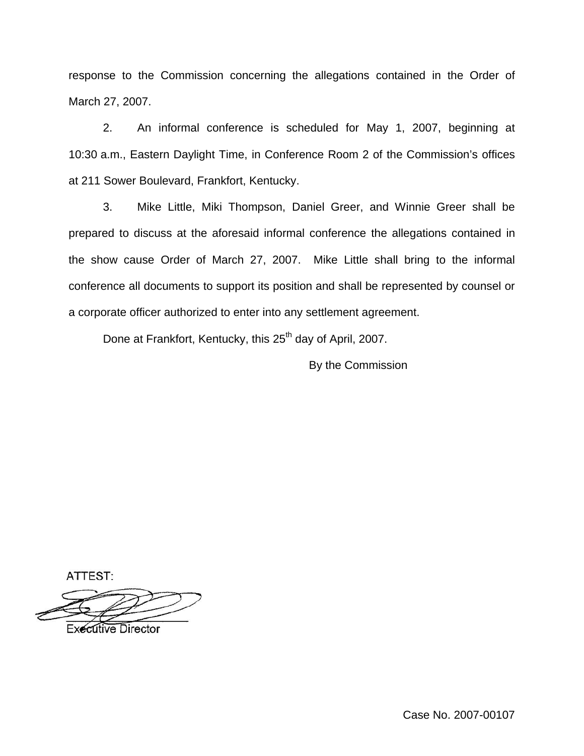response to the Commission concerning the allegations contained in the Order of March 27, 2007.

2. An informal conference is scheduled for May 1, 2007, beginning at 10:30 a.m., Eastern Daylight Time, in Conference Room 2 of the Commission's offices at 211 Sower Boulevard, Frankfort, Kentucky.

3. Mike Little, Miki Thompson, Daniel Greer, and Winnie Greer shall be prepared to discuss at the aforesaid informal conference the allegations contained in the show cause Order of March 27, 2007. Mike Little shall bring to the informal conference all documents to support its position and shall be represented by counsel or a corporate officer authorized to enter into any settlement agreement.

Done at Frankfort, Kentucky, this 25th day of April, 2007.

By the Commission

ATTEST:

Executive Director

Case No. 2007-00107